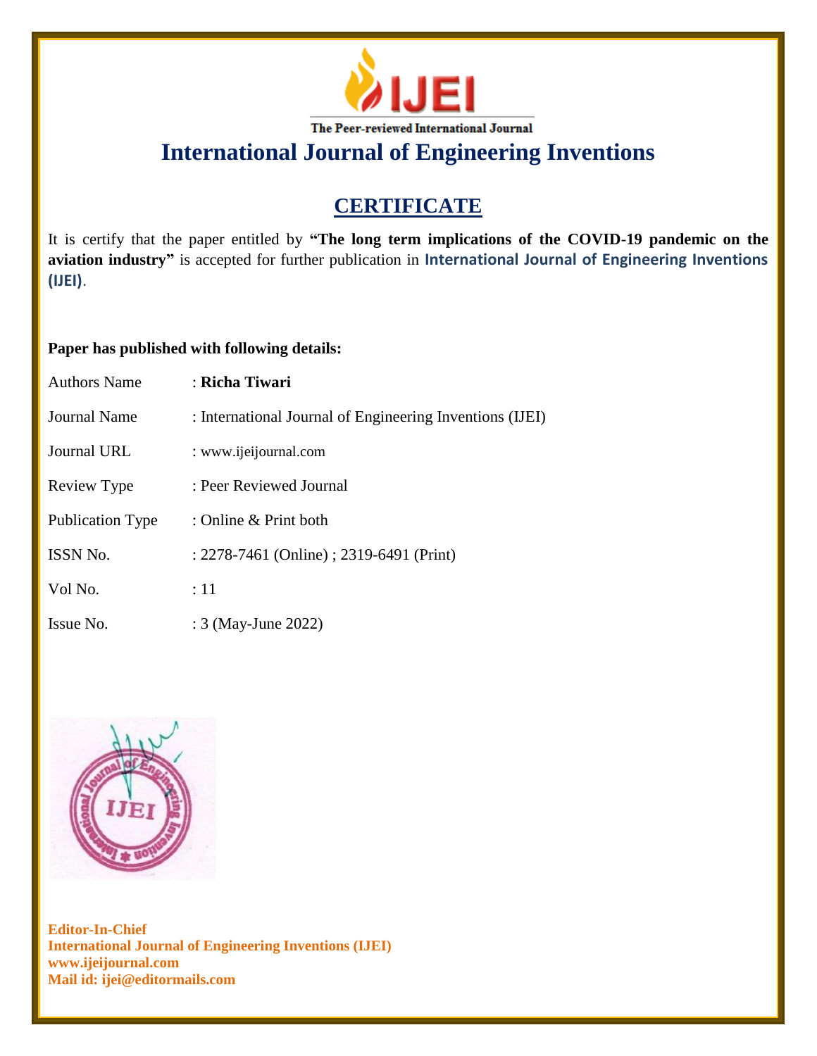IJEI

The Peer-reviewed International Journal

# International Journal of Engineering Inventions

## CERTIFICATE

It is certify that the paper entitled by **"The long term implications of the COVID-19 pandemic on the aviation industry"** is accepted for further publication in **International Journal of Engineering Inventions (IJEI)**.

**Paper has published with following details:**

| | |
|---|---|
| Authors Name | : **Richa Tiwari** |
| Journal Name | : International Journal of Engineering Inventions (IJEI) |
| Journal URL | : www.ijeijournal.com |
| Review Type | : Peer Reviewed Journal |
| Publication Type | : Online & Print both |
| ISSN No. | : 2278-7461 (Online) ; 2319-6491 (Print) |
| Vol No. | : 11 |
| Issue No. | : 3 (May-June 2022) |

**Editor-In-Chief**
**International Journal of Engineering Inventions (IJEI)**
**www.ijeijournal.com**
**Mail id: ijei@editormails.com**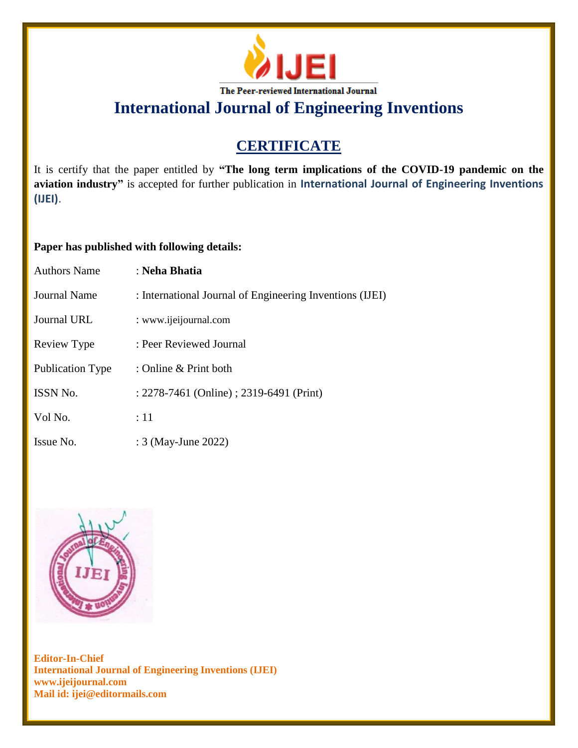The Peer-reviewed International Journal

# International Journal of Engineering Inventions

## CERTIFICATE

It is certify that the paper entitled by **"The long term implications of the COVID-19 pandemic on the aviation industry"** is accepted for further publication in **International Journal of Engineering Inventions (IJEI)**.

**Paper has published with following details:**

| | |
|---|---|
| Authors Name | : **Neha Bhatia** |
| Journal Name | : International Journal of Engineering Inventions (IJEI) |
| Journal URL | : www.ijeijournal.com |
| Review Type | : Peer Reviewed Journal |
| Publication Type | : Online & Print both |
| ISSN No. | : 2278-7461 (Online) ; 2319-6491 (Print) |
| Vol No. | : 11 |
| Issue No. | : 3 (May-June 2022) |

**Editor-In-Chief**
**International Journal of Engineering Inventions (IJEI)**
**www.ijeijournal.com**
**Mail id: ijei@editormails.com**